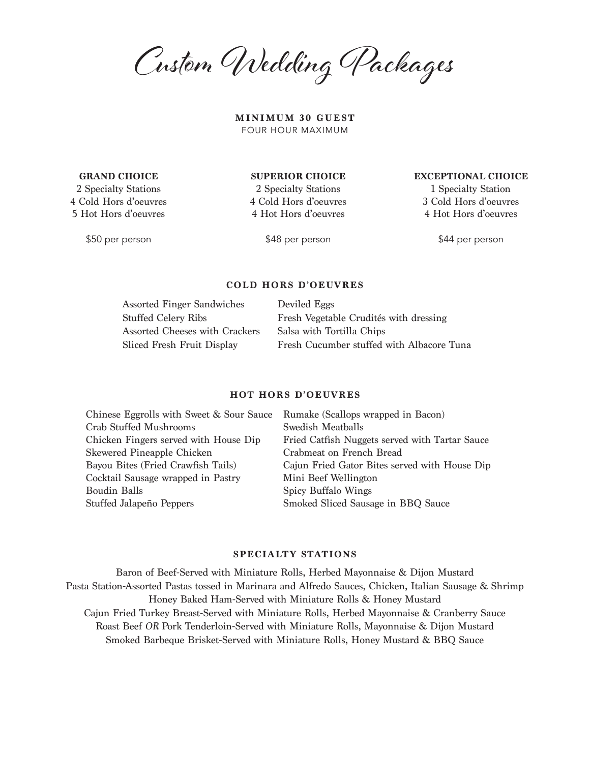# Custom Wedding Packages

**MINIMUM 30 GUEST**
FOUR HOUR MAXIMUM

**GRAND CHOICE**
2 Specialty Stations
4 Cold Hors d'oeuvres
5 Hot Hors d'oeuvres

$50 per person

**SUPERIOR CHOICE**
2 Specialty Stations
4 Cold Hors d'oeuvres
4 Hot Hors d'oeuvres

$48 per person

**EXCEPTIONAL CHOICE**
1 Specialty Station
3 Cold Hors d'oeuvres
4 Hot Hors d'oeuvres

$44 per person

## COLD HORS D'OEUVRES

- Assorted Finger Sandwiches
- Stuffed Celery Ribs
- Assorted Cheeses with Crackers
- Sliced Fresh Fruit Display
- Deviled Eggs
- Fresh Vegetable Crudités with dressing
- Salsa with Tortilla Chips
- Fresh Cucumber stuffed with Albacore Tuna

## HOT HORS D'OEUVRES

- Chinese Eggrolls with Sweet & Sour Sauce
- Crab Stuffed Mushrooms
- Chicken Fingers served with House Dip
- Skewered Pineapple Chicken
- Bayou Bites (Fried Crawfish Tails)
- Cocktail Sausage wrapped in Pastry
- Boudin Balls
- Stuffed Jalapeño Peppers
- Rumake (Scallops wrapped in Bacon)
- Swedish Meatballs
- Fried Catfish Nuggets served with Tartar Sauce
- Crabmeat on French Bread
- Cajun Fried Gator Bites served with House Dip
- Mini Beef Wellington
- Spicy Buffalo Wings
- Smoked Sliced Sausage in BBQ Sauce

## SPECIALTY STATIONS

Baron of Beef-Served with Miniature Rolls, Herbed Mayonnaise & Dijon Mustard
Pasta Station-Assorted Pastas tossed in Marinara and Alfredo Sauces, Chicken, Italian Sausage & Shrimp
Honey Baked Ham-Served with Miniature Rolls & Honey Mustard
Cajun Fried Turkey Breast-Served with Miniature Rolls, Herbed Mayonnaise & Cranberry Sauce
Roast Beef *OR* Pork Tenderloin-Served with Miniature Rolls, Mayonnaise & Dijon Mustard
Smoked Barbeque Brisket-Served with Miniature Rolls, Honey Mustard & BBQ Sauce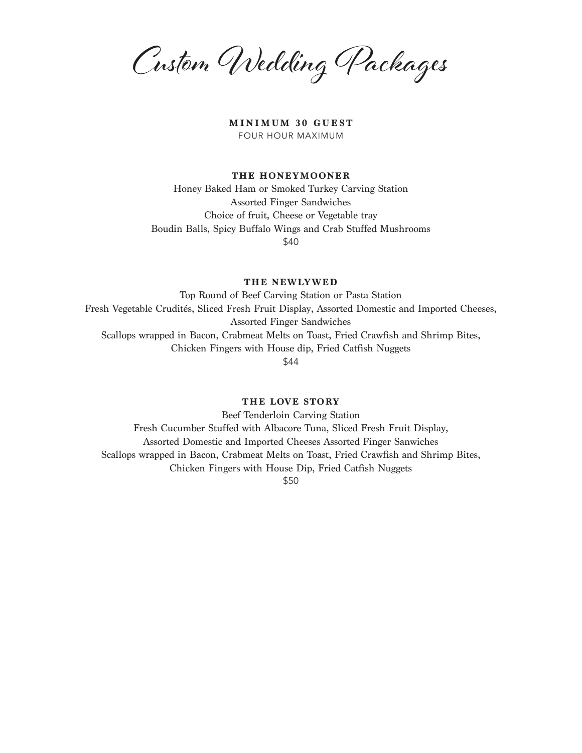# Custom Wedding Packages

**MINIMUM 30 GUEST**
FOUR HOUR MAXIMUM

### THE HONEYMOONER

Honey Baked Ham or Smoked Turkey Carving Station
Assorted Finger Sandwiches
Choice of fruit, Cheese or Vegetable tray
Boudin Balls, Spicy Buffalo Wings and Crab Stuffed Mushrooms
$40

### THE NEWLYWED

Top Round of Beef Carving Station or Pasta Station
Fresh Vegetable Crudités, Sliced Fresh Fruit Display, Assorted Domestic and Imported Cheeses,
Assorted Finger Sandwiches
Scallops wrapped in Bacon, Crabmeat Melts on Toast, Fried Crawfish and Shrimp Bites,
Chicken Fingers with House dip, Fried Catfish Nuggets
$44

### THE LOVE STORY

Beef Tenderloin Carving Station
Fresh Cucumber Stuffed with Albacore Tuna, Sliced Fresh Fruit Display,
Assorted Domestic and Imported Cheeses Assorted Finger Sanwiches
Scallops wrapped in Bacon, Crabmeat Melts on Toast, Fried Crawfish and Shrimp Bites,
Chicken Fingers with House Dip, Fried Catfish Nuggets
$50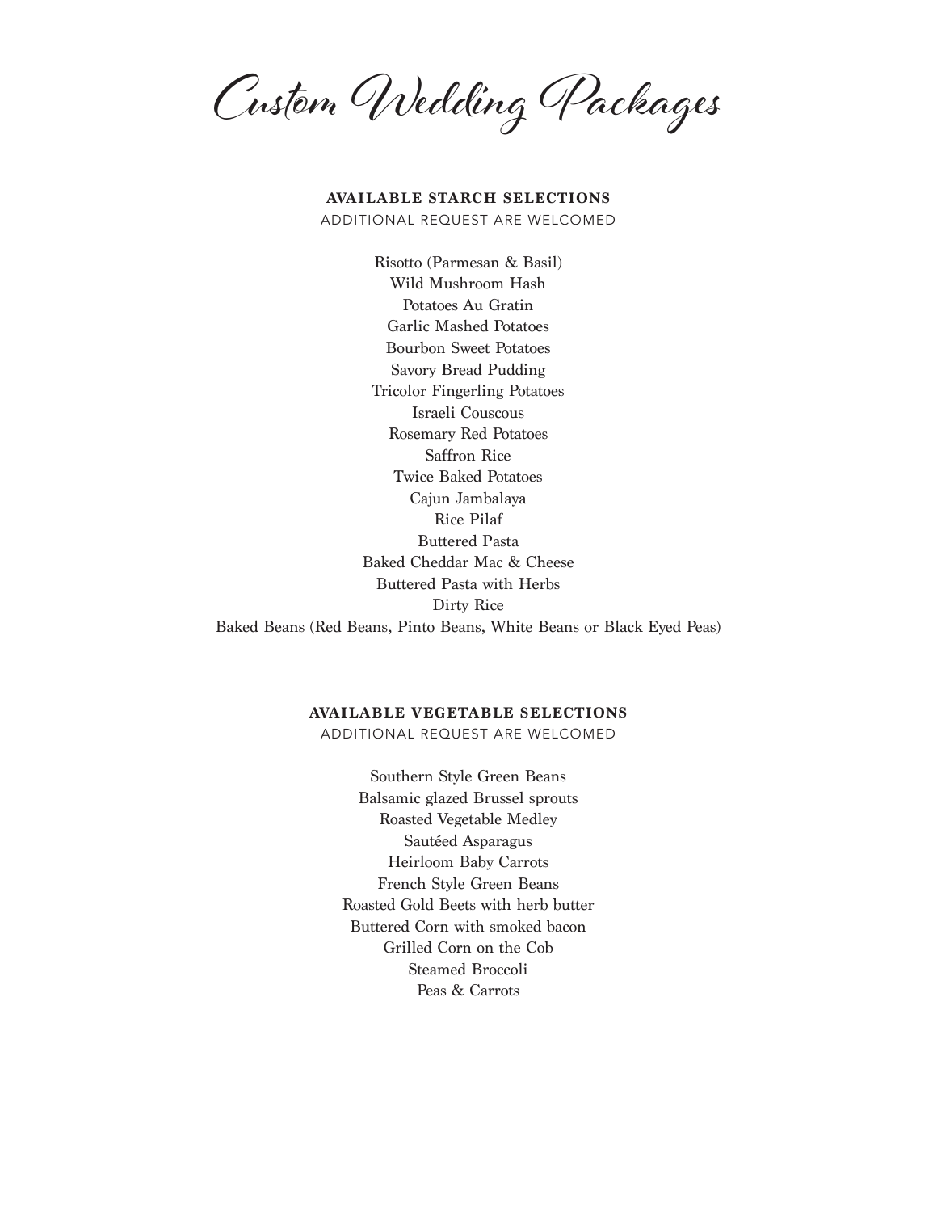# Custom Wedding Packages

## AVAILABLE STARCH SELECTIONS

ADDITIONAL REQUEST ARE WELCOMED

Risotto (Parmesan & Basil)
Wild Mushroom Hash
Potatoes Au Gratin
Garlic Mashed Potatoes
Bourbon Sweet Potatoes
Savory Bread Pudding
Tricolor Fingerling Potatoes
Israeli Couscous
Rosemary Red Potatoes
Saffron Rice
Twice Baked Potatoes
Cajun Jambalaya
Rice Pilaf
Buttered Pasta
Baked Cheddar Mac & Cheese
Buttered Pasta with Herbs
Dirty Rice
Baked Beans (Red Beans, Pinto Beans, White Beans or Black Eyed Peas)

## AVAILABLE VEGETABLE SELECTIONS

ADDITIONAL REQUEST ARE WELCOMED

Southern Style Green Beans
Balsamic glazed Brussel sprouts
Roasted Vegetable Medley
Sautéed Asparagus
Heirloom Baby Carrots
French Style Green Beans
Roasted Gold Beets with herb butter
Buttered Corn with smoked bacon
Grilled Corn on the Cob
Steamed Broccoli
Peas & Carrots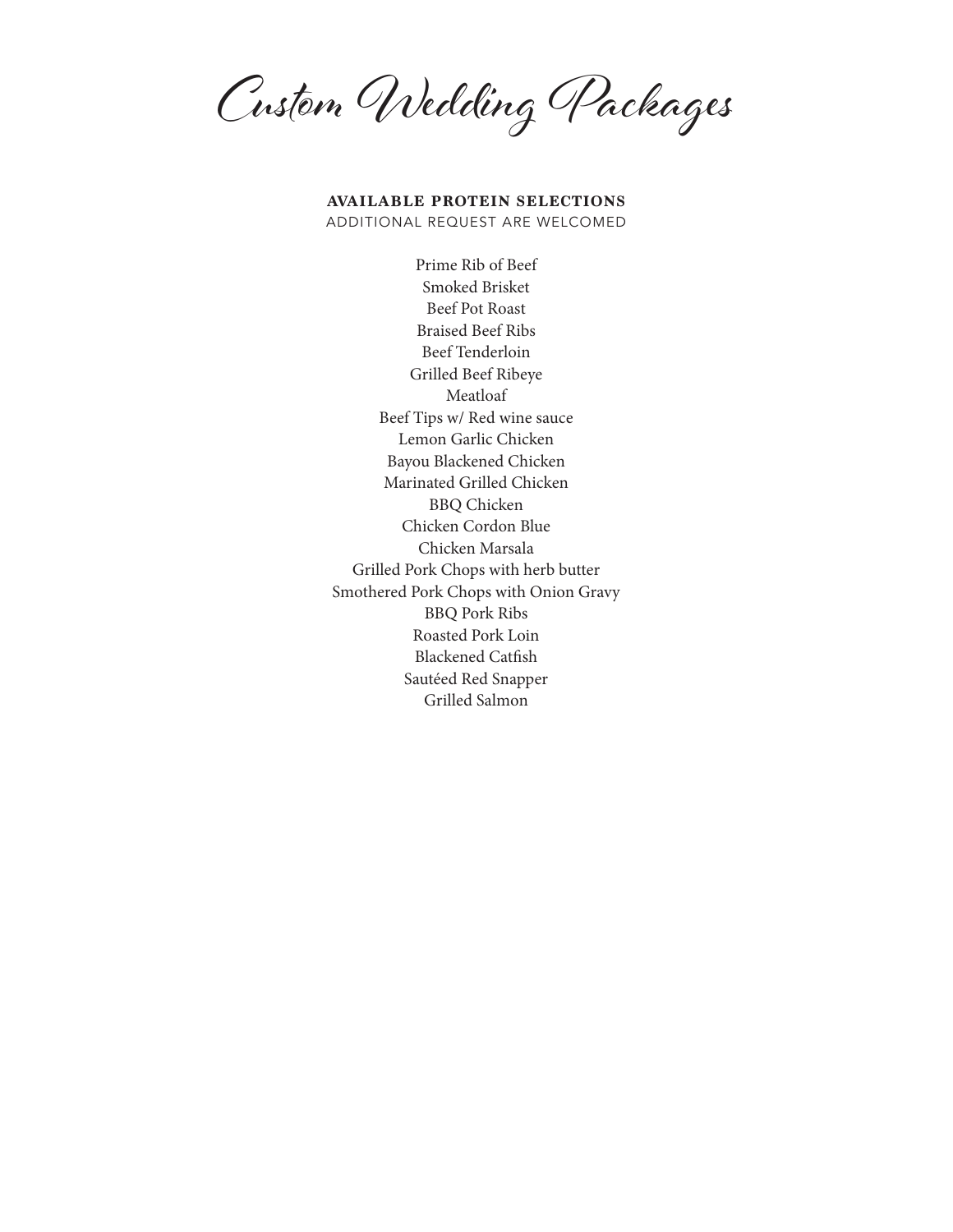# Custom Wedding Packages

**AVAILABLE PROTEIN SELECTIONS**

ADDITIONAL REQUEST ARE WELCOMED

Prime Rib of Beef
Smoked Brisket
Beef Pot Roast
Braised Beef Ribs
Beef Tenderloin
Grilled Beef Ribeye
Meatloaf
Beef Tips w/ Red wine sauce
Lemon Garlic Chicken
Bayou Blackened Chicken
Marinated Grilled Chicken
BBQ Chicken
Chicken Cordon Blue
Chicken Marsala
Grilled Pork Chops with herb butter
Smothered Pork Chops with Onion Gravy
BBQ Pork Ribs
Roasted Pork Loin
Blackened Catfish
Sautéed Red Snapper
Grilled Salmon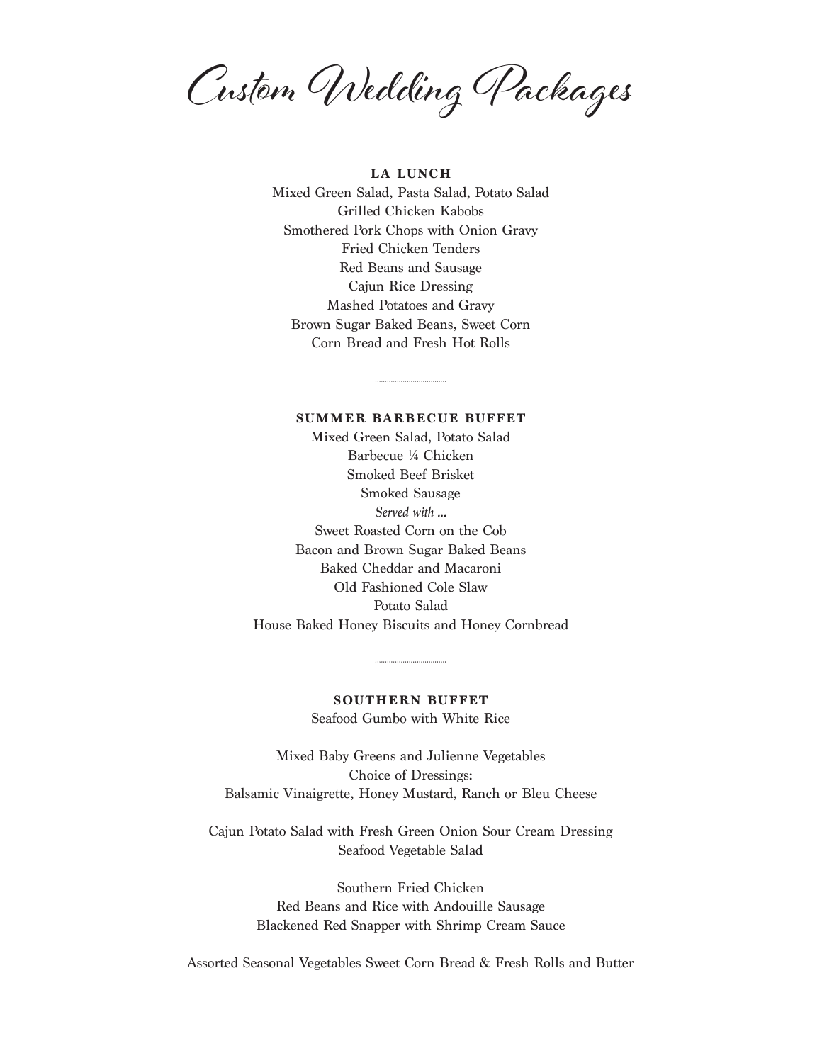# Custom Wedding Packages

## LA LUNCH

Mixed Green Salad, Pasta Salad, Potato Salad
Grilled Chicken Kabobs
Smothered Pork Chops with Onion Gravy
Fried Chicken Tenders
Red Beans and Sausage
Cajun Rice Dressing
Mashed Potatoes and Gravy
Brown Sugar Baked Beans, Sweet Corn
Corn Bread and Fresh Hot Rolls

## SUMMER BARBECUE BUFFET

Mixed Green Salad, Potato Salad
Barbecue ¼ Chicken
Smoked Beef Brisket
Smoked Sausage
*Served with ...*
Sweet Roasted Corn on the Cob
Bacon and Brown Sugar Baked Beans
Baked Cheddar and Macaroni
Old Fashioned Cole Slaw
Potato Salad
House Baked Honey Biscuits and Honey Cornbread

## SOUTHERN BUFFET

Seafood Gumbo with White Rice

Mixed Baby Greens and Julienne Vegetables
Choice of Dressings:
Balsamic Vinaigrette, Honey Mustard, Ranch or Bleu Cheese

Cajun Potato Salad with Fresh Green Onion Sour Cream Dressing
Seafood Vegetable Salad

Southern Fried Chicken
Red Beans and Rice with Andouille Sausage
Blackened Red Snapper with Shrimp Cream Sauce

Assorted Seasonal Vegetables Sweet Corn Bread & Fresh Rolls and Butter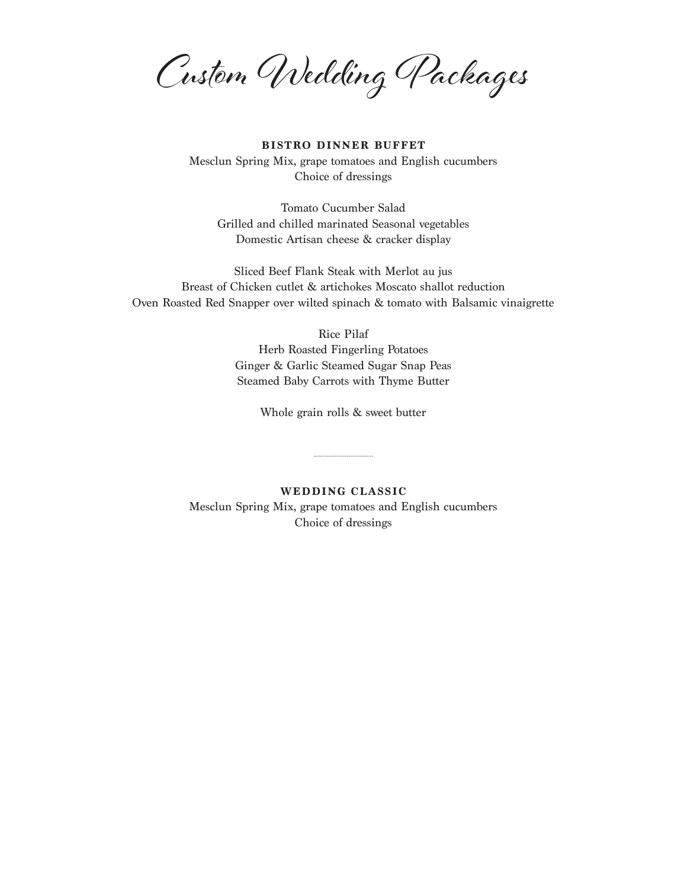# Custom Wedding Packages

## BISTRO DINNER BUFFET

Mesclun Spring Mix, grape tomatoes and English cucumbers
Choice of dressings

Tomato Cucumber Salad
Grilled and chilled marinated Seasonal vegetables
Domestic Artisan cheese & cracker display

Sliced Beef Flank Steak with Merlot au jus
Breast of Chicken cutlet & artichokes Moscato shallot reduction
Oven Roasted Red Snapper over wilted spinach & tomato with Balsamic vinaigrette

Rice Pilaf
Herb Roasted Fingerling Potatoes
Ginger & Garlic Steamed Sugar Snap Peas
Steamed Baby Carrots with Thyme Butter

Whole grain rolls & sweet butter

---

## WEDDING CLASSIC

Mesclun Spring Mix, grape tomatoes and English cucumbers
Choice of dressings